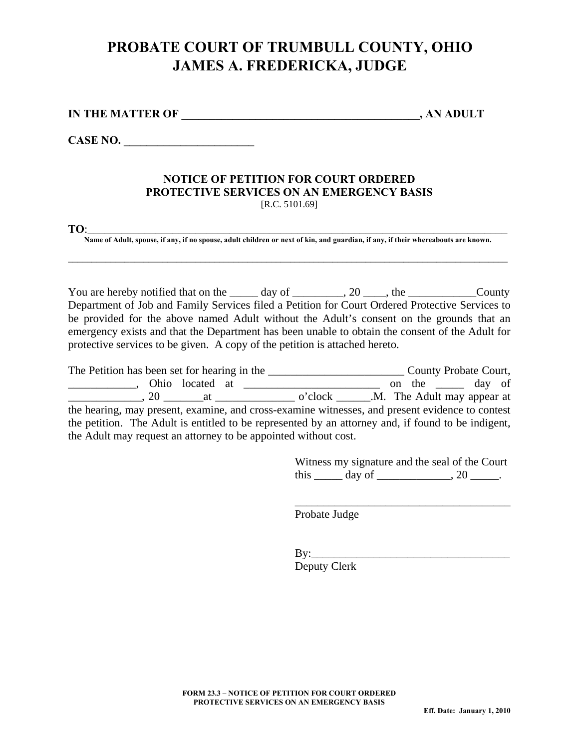# PROBATE COURT OF TRUMBULL COUNTY, OHIO
# JAMES A. FREDERICKA, JUDGE

**IN THE MATTER OF ________________________________________, AN ADULT**

**CASE NO. ______________________**

### NOTICE OF PETITION FOR COURT ORDERED PROTECTIVE SERVICES ON AN EMERGENCY BASIS

[R.C. 5101.69]

**TO**:_______________________________________________________________________________

**Name of Adult, spouse, if any, if no spouse, adult children or next of kin, and guardian, if any, if their whereabouts are known.**

_______________________________________________________________________________

You are hereby notified that on the _____ day of _________, 20 ____, the ____________County Department of Job and Family Services filed a Petition for Court Ordered Protective Services to be provided for the above named Adult without the Adult's consent on the grounds that an emergency exists and that the Department has been unable to obtain the consent of the Adult for protective services to be given. A copy of the petition is attached hereto.

The Petition has been set for hearing in the ________________________ County Probate Court, ____________, Ohio located at ________________________ on the _____ day of _____________, 20 _______at ______________ o'clock ______.M. The Adult may appear at the hearing, may present, examine, and cross-examine witnesses, and present evidence to contest the petition. The Adult is entitled to be represented by an attorney and, if found to be indigent, the Adult may request an attorney to be appointed without cost.

Witness my signature and the seal of the Court this _____ day of _____________, 20 _____.

______________________________________
Probate Judge

By:___________________________________
Deputy Clerk

**FORM 23.3 – NOTICE OF PETITION FOR COURT ORDERED PROTECTIVE SERVICES ON AN EMERGENCY BASIS**

**Eff. Date: January 1, 2010**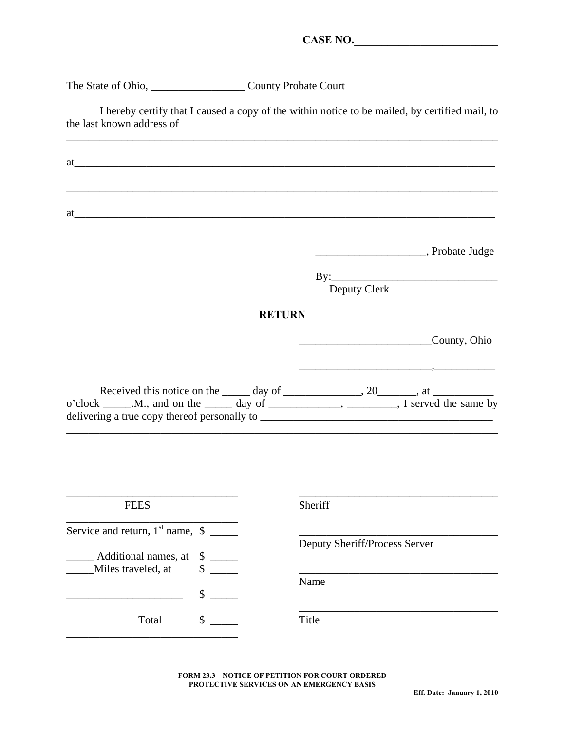**CASE NO.\_\_\_\_\_\_\_\_\_\_\_\_\_\_\_\_\_\_\_\_\_\_\_\_\_\_**

The State of Ohio, \_\_\_\_\_\_\_\_\_\_\_\_\_\_\_\_\_ County Probate Court

I hereby certify that I caused a copy of the within notice to be mailed, by certified mail, to the last known address of

\_\_\_\_\_\_\_\_\_\_\_\_\_\_\_\_\_\_\_\_\_\_\_\_\_\_\_\_\_\_\_\_\_\_\_\_\_\_\_\_\_\_\_\_\_\_\_\_\_\_\_\_\_\_\_\_\_\_\_\_\_\_\_\_\_\_\_\_\_\_\_\_\_\_\_\_\_\_

at\_\_\_\_\_\_\_\_\_\_\_\_\_\_\_\_\_\_\_\_\_\_\_\_\_\_\_\_\_\_\_\_\_\_\_\_\_\_\_\_\_\_\_\_\_\_\_\_\_\_\_\_\_\_\_\_\_\_\_\_\_\_\_\_\_\_\_\_\_\_\_\_\_\_\_

\_\_\_\_\_\_\_\_\_\_\_\_\_\_\_\_\_\_\_\_\_\_\_\_\_\_\_\_\_\_\_\_\_\_\_\_\_\_\_\_\_\_\_\_\_\_\_\_\_\_\_\_\_\_\_\_\_\_\_\_\_\_\_\_\_\_\_\_\_\_\_\_\_\_\_\_\_\_

at\_\_\_\_\_\_\_\_\_\_\_\_\_\_\_\_\_\_\_\_\_\_\_\_\_\_\_\_\_\_\_\_\_\_\_\_\_\_\_\_\_\_\_\_\_\_\_\_\_\_\_\_\_\_\_\_\_\_\_\_\_\_\_\_\_\_\_\_\_\_\_\_\_\_\_

\_\_\_\_\_\_\_\_\_\_\_\_\_\_\_\_\_\_\_\_, Probate Judge

By:\_\_\_\_\_\_\_\_\_\_\_\_\_\_\_\_\_\_\_\_\_\_\_\_\_\_\_\_\_\_
Deputy Clerk

## RETURN

\_\_\_\_\_\_\_\_\_\_\_\_\_\_\_\_\_\_\_\_\_\_\_\_County, Ohio

\_\_\_\_\_\_\_\_\_\_\_\_\_\_\_\_\_\_\_\_\_\_\_\_,\_\_\_\_\_\_\_\_\_\_\_

Received this notice on the \_\_\_\_\_ day of \_\_\_\_\_\_\_\_\_\_\_\_\_\_, 20\_\_\_\_\_\_\_, at \_\_\_\_\_\_\_\_\_\_\_ o'clock \_\_\_\_\_.M., and on the \_\_\_\_\_ day of \_\_\_\_\_\_\_\_\_\_\_\_\_, \_\_\_\_\_\_\_\_\_, I served the same by delivering a true copy thereof personally to \_\_\_\_\_\_\_\_\_\_\_\_\_\_\_\_\_\_\_\_\_\_\_\_\_\_\_\_\_\_\_\_\_\_\_\_\_\_\_\_\_\_
\_\_\_\_\_\_\_\_\_\_\_\_\_\_\_\_\_\_\_\_\_\_\_\_\_\_\_\_\_\_\_\_\_\_\_\_\_\_\_\_\_\_\_\_\_\_\_\_\_\_\_\_\_\_\_\_\_\_\_\_\_\_\_\_\_\_\_\_\_\_\_\_\_\_\_\_\_\_

| FEES | |
|---|---|
| Service and return, 1st name, | $ \_\_\_\_\_ |
| \_\_\_\_\_ Additional names, at | $ \_\_\_\_\_ |
| \_\_\_\_\_Miles traveled, at | $ \_\_\_\_\_ |
| \_\_\_\_\_\_\_\_\_\_\_\_\_\_\_\_\_\_\_\_\_ | $ \_\_\_\_\_ |
| Total | $ \_\_\_\_\_ |

\_\_\_\_\_\_\_\_\_\_\_\_\_\_\_\_\_\_\_\_\_\_\_\_\_\_\_\_\_\_\_\_\_\_\_\_\_
Sheriff

\_\_\_\_\_\_\_\_\_\_\_\_\_\_\_\_\_\_\_\_\_\_\_\_\_\_\_\_\_\_\_\_\_\_\_\_\_
Deputy Sheriff/Process Server

\_\_\_\_\_\_\_\_\_\_\_\_\_\_\_\_\_\_\_\_\_\_\_\_\_\_\_\_\_\_\_\_\_\_\_\_\_
Name

\_\_\_\_\_\_\_\_\_\_\_\_\_\_\_\_\_\_\_\_\_\_\_\_\_\_\_\_\_\_\_\_\_\_\_\_\_
Title

**FORM 23.3 – NOTICE OF PETITION FOR COURT ORDERED PROTECTIVE SERVICES ON AN EMERGENCY BASIS**

**Eff. Date: January 1, 2010**